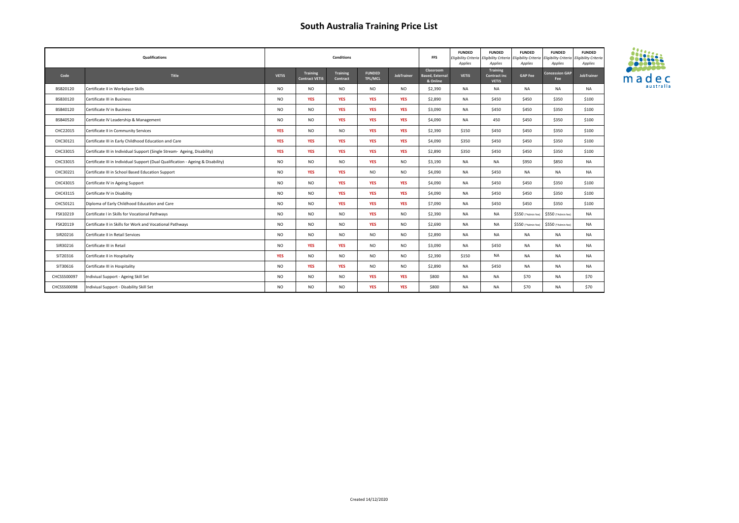# South Australia Training Price List

| Qualifications | | Conditions | | | | | FFS | FUNDED *Eligibility Criteria Applies* | FUNDED *Eligibility Criteria Applies* | FUNDED *Eligibility Criteria Applies* | FUNDED *Eligibility Criteria Applies* | FUNDED *Eligibility Criteria Applies* |
|---|---|---|---|---|---|---|---|---|---|---|---|---|
| **Code** | **Title** | **VETiS** | **Training Contract VETiS** | **Training Contract** | **FUNDED TPL/MCL** | **JobTrainer** | **Classroom Based, External & Online** | **VETiS** | **Training Contract inc VETiS** | **GAP Fee** | **Concession GAP Fee** | **JobTrainer** |
| BSB20120 | Certificate II in Workplace Skills | NO | NO | NO | NO | NO | $2,390 | NA | NA | NA | NA | NA |
| BSB30120 | Certificate III in Business | NO | YES | YES | YES | YES | $2,890 | NA | $450 | $450 | $350 | $100 |
| BSB40120 | Certificate IV in Business | NO | NO | YES | YES | YES | $3,090 | NA | $450 | $450 | $350 | $100 |
| BSB40520 | Certificate IV Leadership & Management | NO | NO | YES | YES | YES | $4,090 | NA | 450 | $450 | $350 | $100 |
| CHC22015 | Certificate II in Community Services | YES | NO | NO | YES | YES | $2,390 | $150 | $450 | $450 | $350 | $100 |
| CHC30121 | Certificate III in Early Childhood Education and Care | YES | YES | YES | YES | YES | $4,090 | $350 | $450 | $450 | $350 | $100 |
| CHC33015 | Certificate III in Individual Support (Single Stream- Ageing, Disability) | YES | YES | YES | YES | YES | $2,890 | $350 | $450 | $450 | $350 | $100 |
| CHC33015 | Certificate III in Individual Support (Dual Qualification - Ageing & Disability) | NO | NO | NO | YES | NO | $3,190 | NA | NA | $950 | $850 | NA |
| CHC30221 | Certificate III in School Based Education Support | NO | YES | YES | NO | NO | $4,090 | NA | $450 | NA | NA | NA |
| CHC43015 | Certificate IV in Ageing Support | NO | NO | YES | YES | YES | $4,090 | NA | $450 | $450 | $350 | $100 |
| CHC43115 | Certificate IV in Disability | NO | NO | YES | YES | YES | $4,090 | NA | $450 | $450 | $350 | $100 |
| CHC50121 | Diploma of Early Childhood Education and Care | NO | NO | YES | YES | YES | $7,090 | NA | $450 | $450 | $350 | $100 |
| FSK10219 | Certificate I in Skills for Vocational Pathways | NO | NO | NO | YES | NO | $2,390 | NA | NA | $550 (*Admin fee) | $550 (*Admin fee) | NA |
| FSK20119 | Certificate II in Skills for Work and Vocational Pathways | NO | NO | NO | YES | NO | $2,690 | NA | NA | $550 (*Admin fee) | $550 (*Admin fee) | NA |
| SIR20216 | Certificate II in Retail Services | NO | NO | NO | NO | NO | $2,890 | NA | NA | NA | NA | NA |
| SIR30216 | Certificate III in Retail | NO | YES | YES | NO | NO | $3,090 | NA | $450 | NA | NA | NA |
| SIT20316 | Certificate II in Hospitality | YES | NO | NO | NO | NO | $2,390 | $150 | NA | NA | NA | NA |
| SIT30616 | Certificate III in Hospitality | NO | YES | YES | NO | NO | $2,890 | NA | $450 | NA | NA | NA |
| CHCSS00097 | Indiviual Support - Ageing Skill Set | NO | NO | NO | YES | YES | $800 | NA | NA | $70 | NA | $70 |
| CHCSS00098 | Indiviual Support - Disability Skill Set | NO | NO | NO | YES | YES | $800 | NA | NA | $70 | NA | $70 |

madec australia

Created 14/12/2020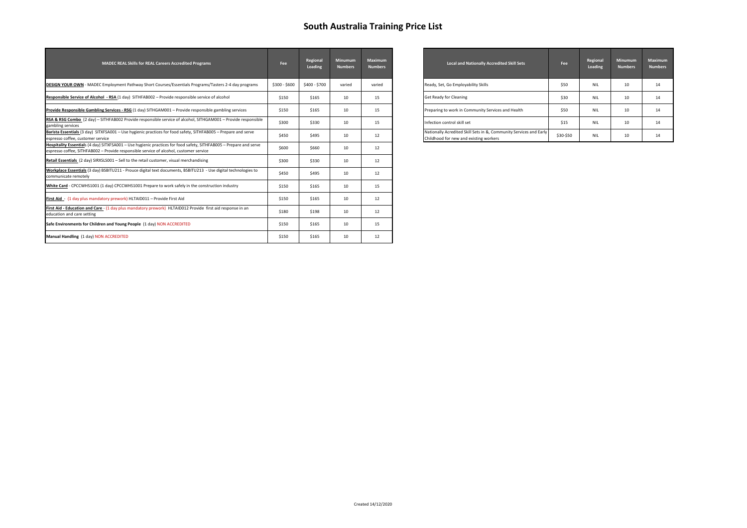# South Australia Training Price List

| MADEC REAL Skills for REAL Careers Accredited Programs | Fee | Regional Loading | Minumum Numbers | Maximum Numbers |
|---|---|---|---|---|
| **DESIGN YOUR OWN** - MADEC Employment Pathway Short Courses/Essentials Programs/Tasters 2-4 day programs | $300 - $600 | $400 - $700 | varied | varied |
| **Responsible Service of Alcohol - RSA** (1 day) SITHFAB002 – Provide responsible service of alcohol | $150 | $165 | 10 | 15 |
| **Provide Responsible Gambling Services - RSG** (1 day) SITHGAM001 – Provide responsible gambling services | $150 | $165 | 10 | 15 |
| **RSA & RSG Combo** (2 day) – SITHFAB002 Provide responsible service of alcohol, SITHGAM001 – Provide responsible gambling services | $300 | $330 | 10 | 15 |
| **Barista Essentials** (3 day) SITXFSA001 – Use hygienic practices for food safety, SITHFAB005 – Prepare and serve espresso coffee, customer service | $450 | $495 | 10 | 12 |
| **Hospitality Essentials** (4 day) SITXFSA001 – Use hygienic practices for food safety, SITHFAB005 – Prepare and serve espresso coffee, SITHFAB002 – Provide responsible service of alcohol, customer service | $600 | $660 | 10 | 12 |
| **Retail Essentials** (2 day) SIRXSLS001 – Sell to the retail customer, visual merchandising | $300 | $330 | 10 | 12 |
| **Workplace Essentials** (3 day) BSBITU211 - Prouce digital text documents, BSBITU213 - Use digital technologies to communicate remotely | $450 | $495 | 10 | 12 |
| **White Card** - CPCCWHS1001 (1 day) CPCCWHS1001 Prepare to work safely in the construction industry | $150 | $165 | 10 | 15 |
| **First Aid** - (1 day plus mandatory prework) HLTAID011 – Provide First Aid | $150 | $165 | 10 | 12 |
| **First Aid - Education and Care** - (1 day plus mandatory prework) HLTAID012 Provide first aid response in an education and care setting | $180 | $198 | 10 | 12 |
| **Safe Environments for Children and Young People** (1 day) NON ACCREDITED | $150 | $165 | 10 | 15 |
| **Manual Handling** (1 day) NON ACCREDITED | $150 | $165 | 10 | 12 |

| Local and Nationally Accredited Skill Sets | Fee | Regional Loading | Minumum Numbers | Maximum Numbers |
|---|---|---|---|---|
| Ready, Set, Go Employability Skills | $50 | NIL | 10 | 14 |
| Get Ready for Cleaning | $30 | NIL | 10 | 14 |
| Preparing to work in Community Services and Health | $50 | NIL | 10 | 14 |
| Infection control skill set | $15 | NIL | 10 | 14 |
| Nationally Acredited Skill Sets in &, Community Services and Early Childhood for new and existing workers | $30-$50 | NIL | 10 | 14 |

Created 14/12/2020